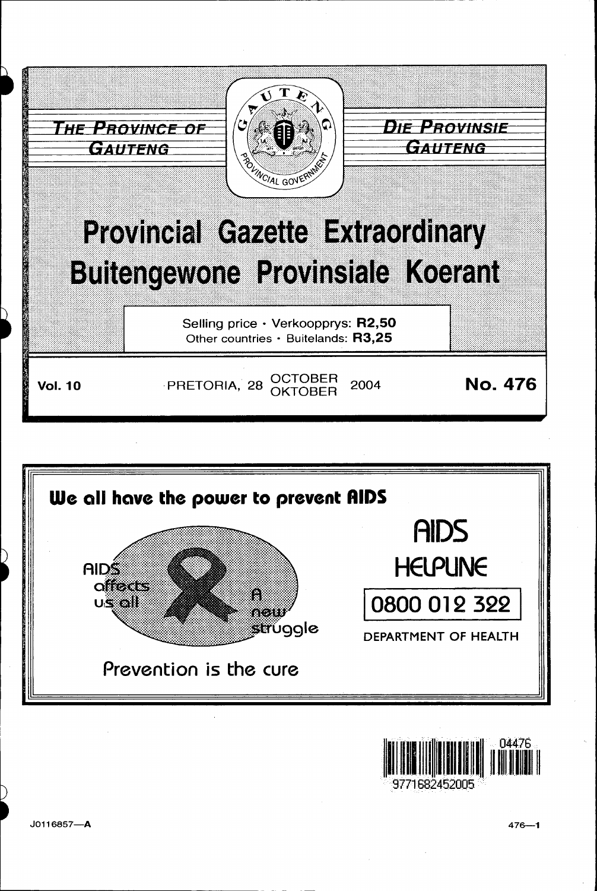THE PROVINCE OF GAUTENG

DIE PROVINSIE GAUTENG

# Provincial Gazette Extraordinary

# Buitengewone Provinsiale Koerant

Selling price · Verkoopprys: **R2,50**
Other countries · Buitelands: **R3,25**

**Vol. 10** PRETORIA, 28 OCTOBER / OKTOBER 2004 **No. 476**

**We all have the power to prevent AIDS**

AIDS affects us all

A new struggle

Prevention is the cure

AIDS HELPLINE

0800 012 322

DEPARTMENT OF HEALTH

9771682452005 04476

J0116857—A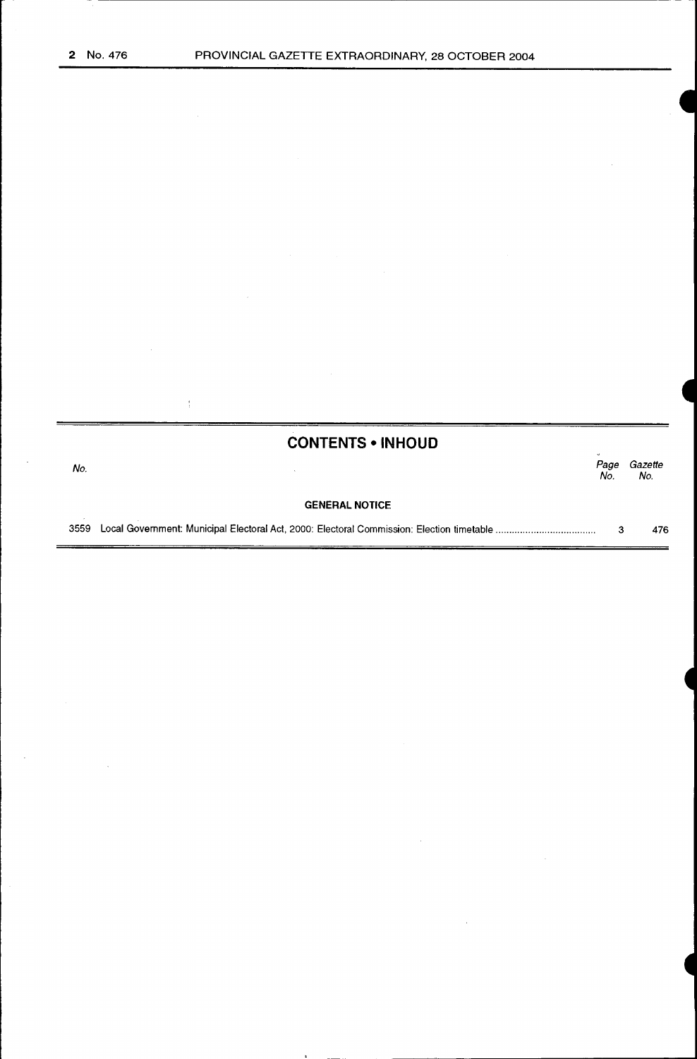## CONTENTS • INHOUD

| No. | | Page No. | Gazette No. |
|---|---|---|---|
| | **GENERAL NOTICE** | | |
| 3559 | Local Government: Municipal Electoral Act, 2000: Electoral Commission: Election timetable .................................... | 3 | 476 |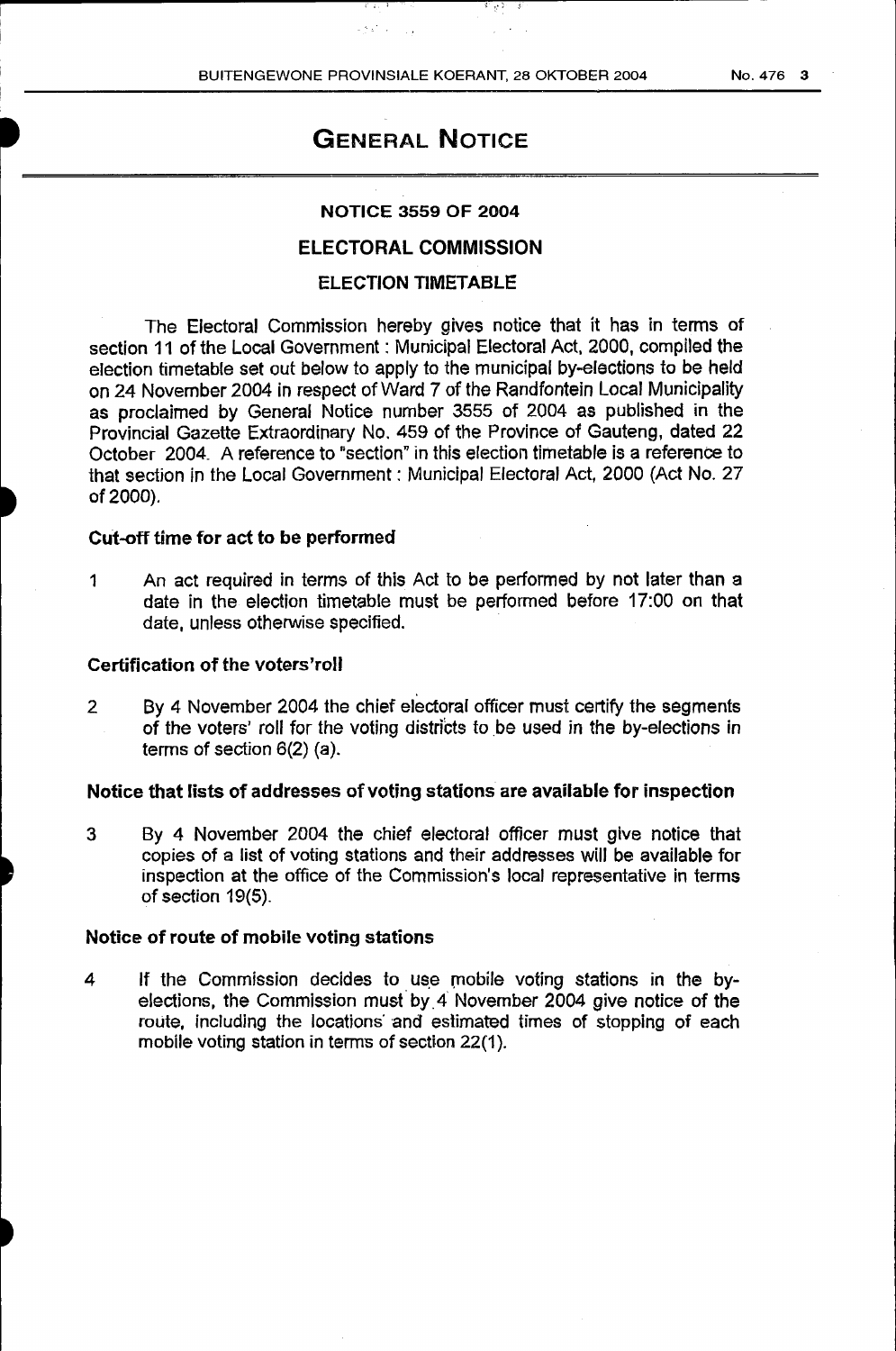# GENERAL NOTICE

## NOTICE 3559 OF 2004

## ELECTORAL COMMISSION

### ELECTION TIMETABLE

The Electoral Commission hereby gives notice that it has in terms of section 11 of the Local Government : Municipal Electoral Act, 2000, compiled the election timetable set out below to apply to the municipal by-elections to be held on 24 November 2004 in respect of Ward 7 of the Randfontein Local Municipality as proclaimed by General Notice number 3555 of 2004 as published in the Provincial Gazette Extraordinary No. 459 of the Province of Gauteng, dated 22 October 2004. A reference to "section" in this election timetable is a reference to that section in the Local Government : Municipal Electoral Act, 2000 (Act No. 27 of 2000).

**Cut-off time for act to be performed**

1 An act required in terms of this Act to be performed by not later than a date in the election timetable must be performed before 17:00 on that date, unless otherwise specified.

**Certification of the voters'roll**

2 By 4 November 2004 the chief electoral officer must certify the segments of the voters' roll for the voting districts to be used in the by-elections in terms of section 6(2) (a).

**Notice that lists of addresses of voting stations are available for inspection**

3 By 4 November 2004 the chief electoral officer must give notice that copies of a list of voting stations and their addresses will be available for inspection at the office of the Commission's local representative in terms of section 19(5).

**Notice of route of mobile voting stations**

4 If the Commission decides to use mobile voting stations in the by-elections, the Commission must by 4 November 2004 give notice of the route, including the locations and estimated times of stopping of each mobile voting station in terms of section 22(1).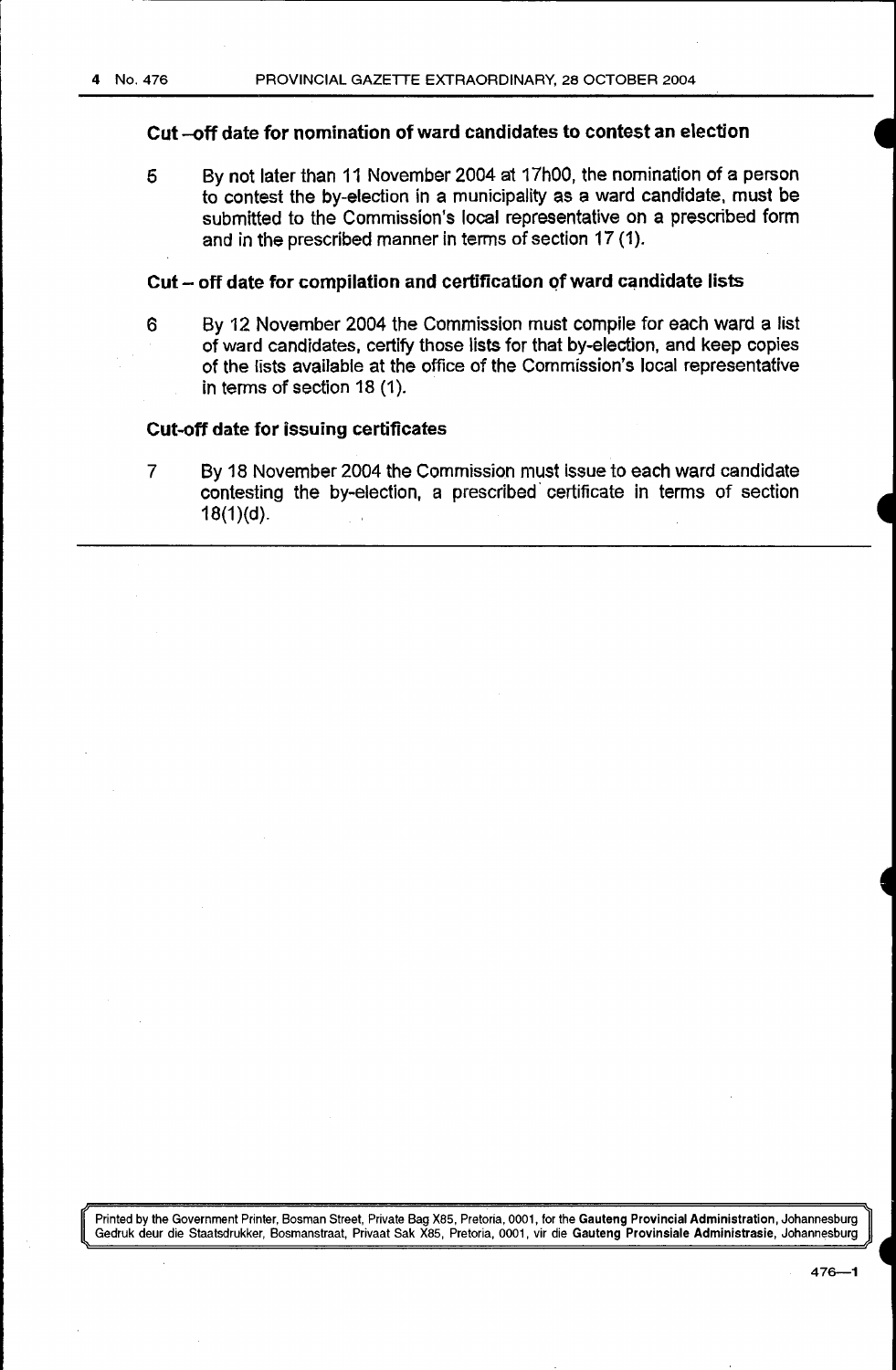### Cut –off date for nomination of ward candidates to contest an election

5 By not later than 11 November 2004 at 17h00, the nomination of a person to contest the by-election in a municipality as a ward candidate, must be submitted to the Commission's local representative on a prescribed form and in the prescribed manner in terms of section 17 (1).

### Cut – off date for compilation and certification of ward candidate lists

6 By 12 November 2004 the Commission must compile for each ward a list of ward candidates, certify those lists for that by-election, and keep copies of the lists available at the office of the Commission's local representative in terms of section 18 (1).

### Cut-off date for issuing certificates

7 By 18 November 2004 the Commission must issue to each ward candidate contesting the by-election, a prescribed certificate in terms of section 18(1)(d).

Printed by the Government Printer, Bosman Street, Private Bag X85, Pretoria, 0001, for the **Gauteng Provincial Administration**, Johannesburg
Gedruk deur die Staatsdrukker, Bosmanstraat, Privaat Sak X85, Pretoria, 0001, vir die **Gauteng Provinsiale Administrasie**, Johannesburg

476—1